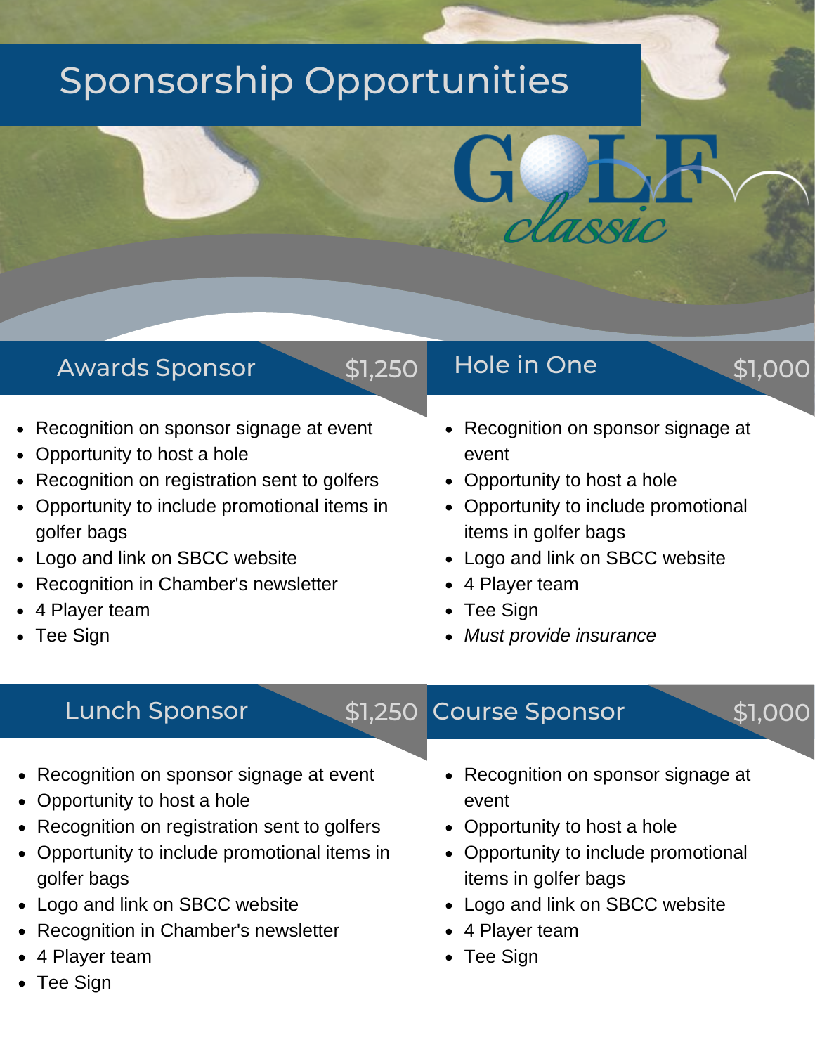# Sponsorship Opportunities

GOLF classic

## Awards Sponsor $1,250

- Recognition on sponsor signage at event
- Opportunity to host a hole
- Recognition on registration sent to golfers
- Opportunity to include promotional items in golfer bags
- Logo and link on SBCC website
- Recognition in Chamber's newsletter
- 4 Player team
- Tee Sign

## Hole in One $1,000

- Recognition on sponsor signage at event
- Opportunity to host a hole
- Opportunity to include promotional items in golfer bags
- Logo and link on SBCC website
- 4 Player team
- Tee Sign
- *Must provide insurance*

## Lunch Sponsor $1,250

- Recognition on sponsor signage at event
- Opportunity to host a hole
- Recognition on registration sent to golfers
- Opportunity to include promotional items in golfer bags
- Logo and link on SBCC website
- Recognition in Chamber's newsletter
- 4 Player team
- Tee Sign

## Course Sponsor $1,000

- Recognition on sponsor signage at event
- Opportunity to host a hole
- Opportunity to include promotional items in golfer bags
- Logo and link on SBCC website
- 4 Player team
- Tee Sign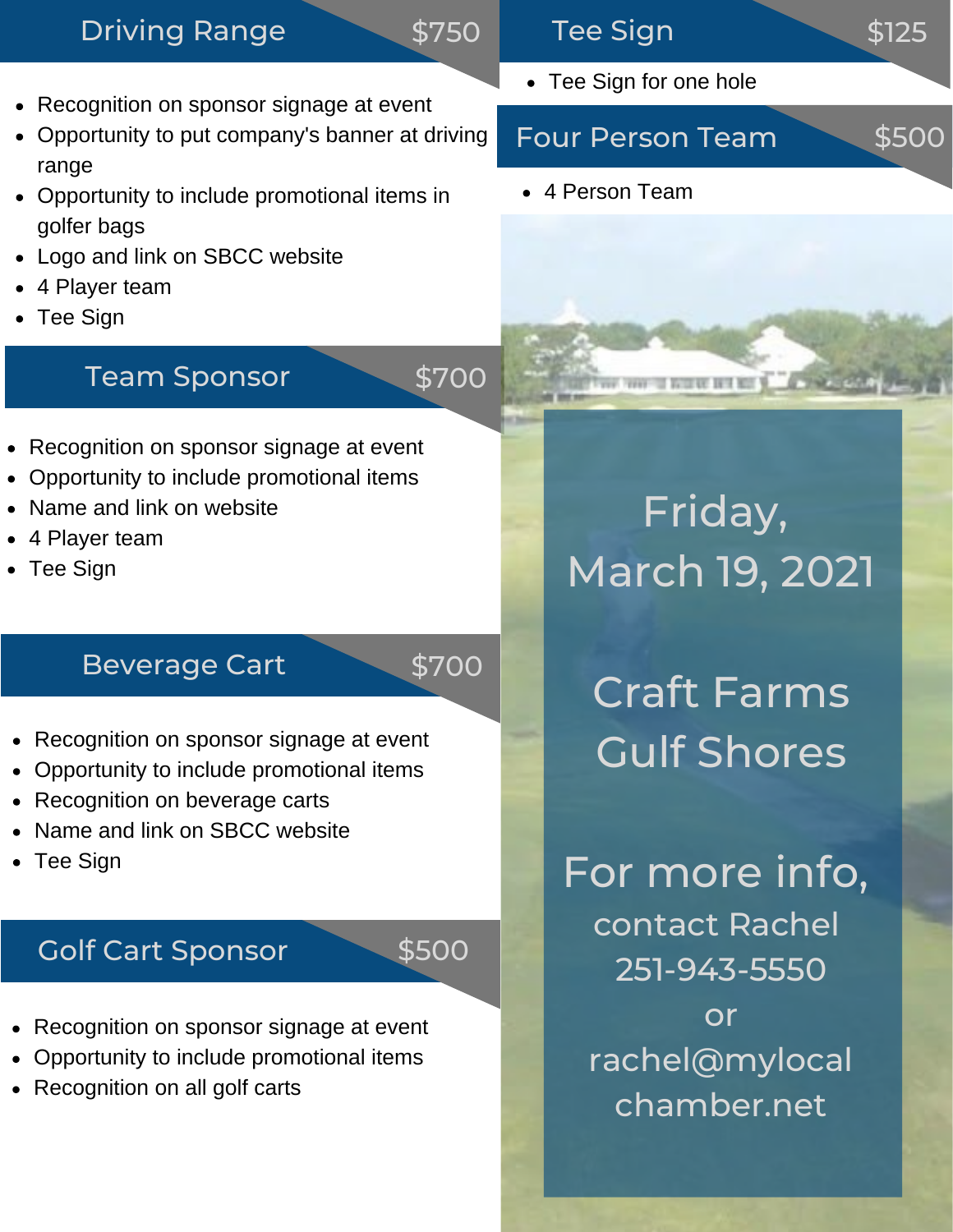## Driving Range $750

- Recognition on sponsor signage at event
- Opportunity to put company's banner at driving range
- Opportunity to include promotional items in golfer bags
- Logo and link on SBCC website
- 4 Player team
- Tee Sign

## Team Sponsor $700

- Recognition on sponsor signage at event
- Opportunity to include promotional items
- Name and link on website
- 4 Player team
- Tee Sign

## Beverage Cart $700

- Recognition on sponsor signage at event
- Opportunity to include promotional items
- Recognition on beverage carts
- Name and link on SBCC website
- Tee Sign

## Golf Cart Sponsor $500

- Recognition on sponsor signage at event
- Opportunity to include promotional items
- Recognition on all golf carts

## Tee Sign $125

- Tee Sign for one hole

## Four Person Team $500

- 4 Person Team

Friday, March 19, 2021

Craft Farms Gulf Shores

For more info, contact Rachel 251-943-5550 or rachel@mylocalchamber.net